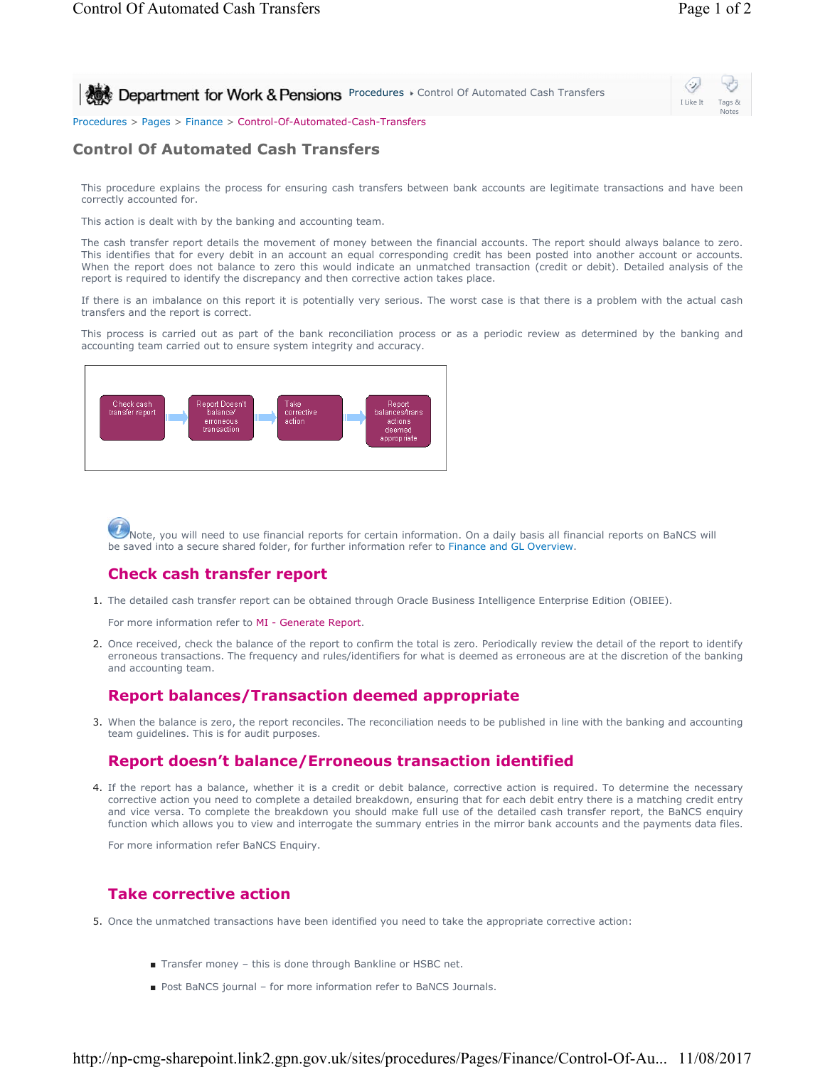Department for Work & Pensions Procedures ▸ Control Of Automated Cash Transfers

Procedures > Pages > Finance > Control-Of-Automated-Cash-Transfers

# Control Of Automated Cash Transfers

This procedure explains the process for ensuring cash transfers between bank accounts are legitimate transactions and have been correctly accounted for.

This action is dealt with by the banking and accounting team.

The cash transfer report details the movement of money between the financial accounts. The report should always balance to zero. This identifies that for every debit in an account an equal corresponding credit has been posted into another account or accounts. When the report does not balance to zero this would indicate an unmatched transaction (credit or debit). Detailed analysis of the report is required to identify the discrepancy and then corrective action takes place.

If there is an imbalance on this report it is potentially very serious. The worst case is that there is a problem with the actual cash transfers and the report is correct.

This process is carried out as part of the bank reconciliation process or as a periodic review as determined by the banking and accounting team carried out to ensure system integrity and accuracy.

Check cash transfer report → Report Doesn't balance/ erroneous transaction → Take corrective action → Report balances/transactions deemed appropriate

Note, you will need to use financial reports for certain information. On a daily basis all financial reports on BaNCS will be saved into a secure shared folder, for further information refer to Finance and GL Overview.

## Check cash transfer report

1. The detailed cash transfer report can be obtained through Oracle Business Intelligence Enterprise Edition (OBIEE).

   For more information refer to MI - Generate Report.

2. Once received, check the balance of the report to confirm the total is zero. Periodically review the detail of the report to identify erroneous transactions. The frequency and rules/identifiers for what is deemed as erroneous are at the discretion of the banking and accounting team.

## Report balances/Transaction deemed appropriate

3. When the balance is zero, the report reconciles. The reconciliation needs to be published in line with the banking and accounting team guidelines. This is for audit purposes.

## Report doesn't balance/Erroneous transaction identified

4. If the report has a balance, whether it is a credit or debit balance, corrective action is required. To determine the necessary corrective action you need to complete a detailed breakdown, ensuring that for each debit entry there is a matching credit entry and vice versa. To complete the breakdown you should make full use of the detailed cash transfer report, the BaNCS enquiry function which allows you to view and interrogate the summary entries in the mirror bank accounts and the payments data files.

   For more information refer BaNCS Enquiry.

## Take corrective action

5. Once the unmatched transactions have been identified you need to take the appropriate corrective action:

   - Transfer money – this is done through Bankline or HSBC net.
   - Post BaNCS journal – for more information refer to BaNCS Journals.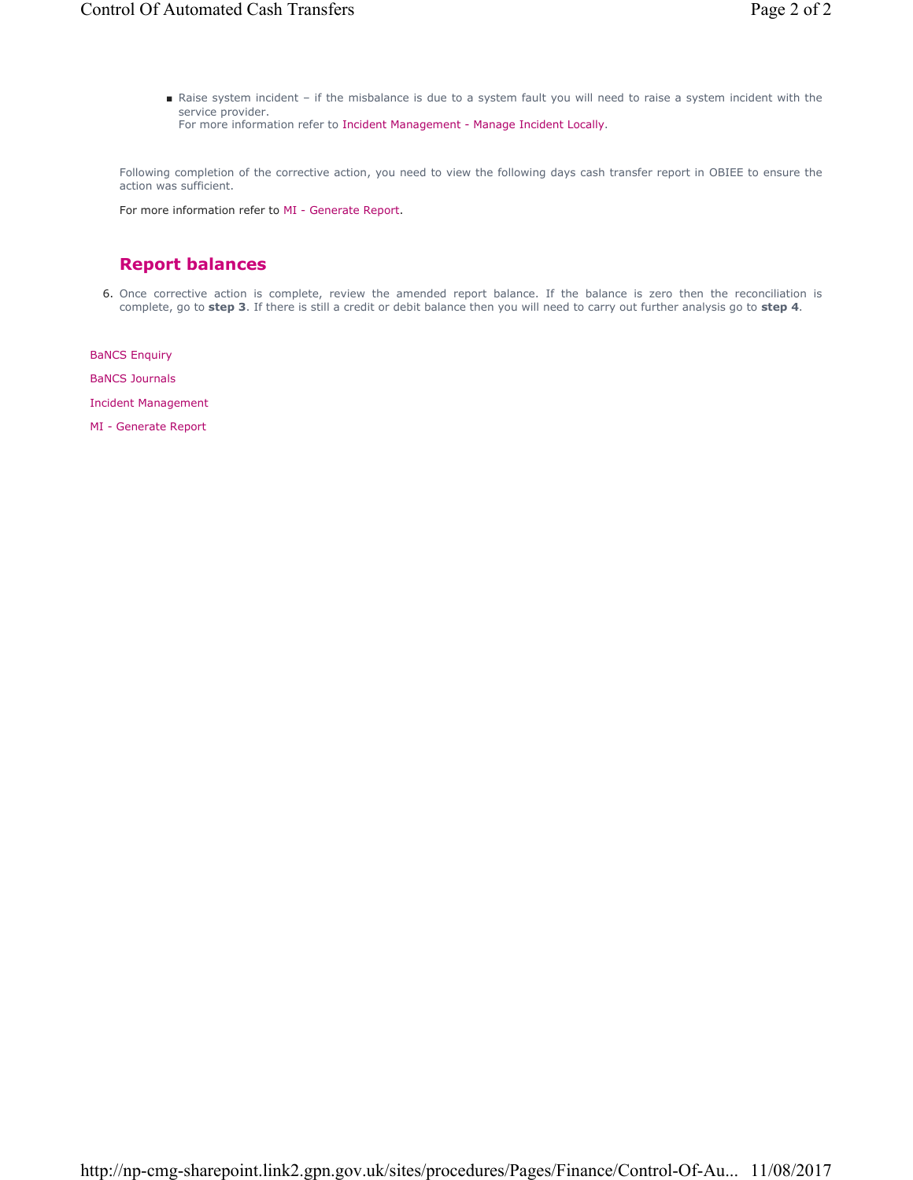- Raise system incident – if the misbalance is due to a system fault you will need to raise a system incident with the service provider.
  For more information refer to Incident Management - Manage Incident Locally.

Following completion of the corrective action, you need to view the following days cash transfer report in OBIEE to ensure the action was sufficient.

For more information refer to MI - Generate Report.

## Report balances

6. Once corrective action is complete, review the amended report balance. If the balance is zero then the reconciliation is complete, go to **step 3**. If there is still a credit or debit balance then you will need to carry out further analysis go to **step 4**.

BaNCS Enquiry

BaNCS Journals

Incident Management

MI - Generate Report